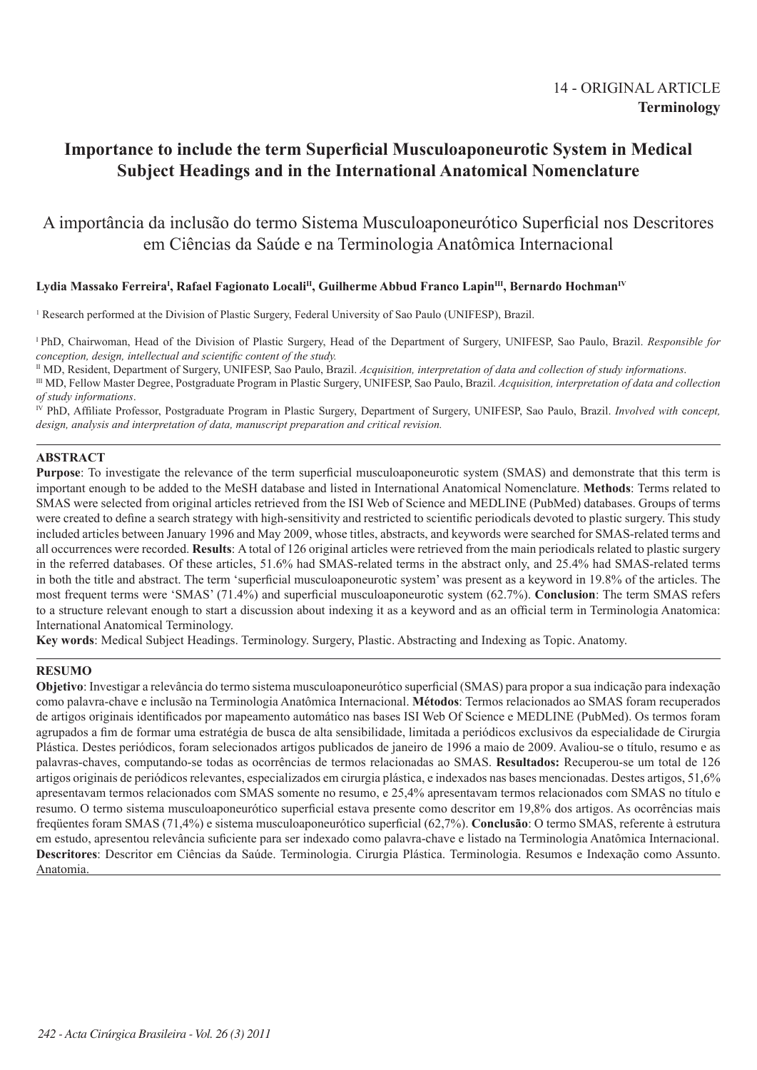14 - ORIGINAL ARTICLE
**Terminology**

# Importance to include the term Superficial Musculoaponeurotic System in Medical Subject Headings and in the International Anatomical Nomenclature

## A importância da inclusão do termo Sistema Musculoaponeurótico Superficial nos Descritores em Ciências da Saúde e na Terminologia Anatômica Internacional

**Lydia Massako Ferreira[I], Rafael Fagionato Locali[II], Guilherme Abbud Franco Lapin[III], Bernardo Hochman[IV]**

[1] Research performed at the Division of Plastic Surgery, Federal University of Sao Paulo (UNIFESP), Brazil.

[I] PhD, Chairwoman, Head of the Division of Plastic Surgery, Head of the Department of Surgery, UNIFESP, Sao Paulo, Brazil. *Responsible for conception, design, intellectual and scientific content of the study.*

[II] MD, Resident, Department of Surgery, UNIFESP, Sao Paulo, Brazil. *Acquisition, interpretation of data and collection of study informations*.

[III] MD, Fellow Master Degree, Postgraduate Program in Plastic Surgery, UNIFESP, Sao Paulo, Brazil. *Acquisition, interpretation of data and collection of study informations*.

[IV] PhD, Affiliate Professor, Postgraduate Program in Plastic Surgery, Department of Surgery, UNIFESP, Sao Paulo, Brazil. *Involved with concept, design, analysis and interpretation of data, manuscript preparation and critical revision.*

## ABSTRACT

**Purpose**: To investigate the relevance of the term superficial musculoaponeurotic system (SMAS) and demonstrate that this term is important enough to be added to the MeSH database and listed in International Anatomical Nomenclature. **Methods**: Terms related to SMAS were selected from original articles retrieved from the ISI Web of Science and MEDLINE (PubMed) databases. Groups of terms were created to define a search strategy with high-sensitivity and restricted to scientific periodicals devoted to plastic surgery. This study included articles between January 1996 and May 2009, whose titles, abstracts, and keywords were searched for SMAS-related terms and all occurrences were recorded. **Results**: A total of 126 original articles were retrieved from the main periodicals related to plastic surgery in the referred databases. Of these articles, 51.6% had SMAS-related terms in the abstract only, and 25.4% had SMAS-related terms in both the title and abstract. The term 'superficial musculoaponeurotic system' was present as a keyword in 19.8% of the articles. The most frequent terms were 'SMAS' (71.4%) and superficial musculoaponeurotic system (62.7%). **Conclusion**: The term SMAS refers to a structure relevant enough to start a discussion about indexing it as a keyword and as an official term in Terminologia Anatomica: International Anatomical Terminology.

**Key words**: Medical Subject Headings. Terminology. Surgery, Plastic. Abstracting and Indexing as Topic. Anatomy.

## RESUMO

**Objetivo**: Investigar a relevância do termo sistema musculoaponeurótico superficial (SMAS) para propor a sua indicação para indexação como palavra-chave e inclusão na Terminologia Anatômica Internacional. **Métodos**: Termos relacionados ao SMAS foram recuperados de artigos originais identificados por mapeamento automático nas bases ISI Web Of Science e MEDLINE (PubMed). Os termos foram agrupados a fim de formar uma estratégia de busca de alta sensibilidade, limitada a periódicos exclusivos da especialidade de Cirurgia Plástica. Destes periódicos, foram selecionados artigos publicados de janeiro de 1996 a maio de 2009. Avaliou-se o título, resumo e as palavras-chaves, computando-se todas as ocorrências de termos relacionadas ao SMAS. **Resultados:** Recuperou-se um total de 126 artigos originais de periódicos relevantes, especializados em cirurgia plástica, e indexados nas bases mencionadas. Destes artigos, 51,6% apresentavam termos relacionados com SMAS somente no resumo, e 25,4% apresentavam termos relacionados com SMAS no título e resumo. O termo sistema musculoaponeurótico superficial estava presente como descritor em 19,8% dos artigos. As ocorrências mais freqüentes foram SMAS (71,4%) e sistema musculoaponeurótico superficial (62,7%). **Conclusão**: O termo SMAS, referente à estrutura em estudo, apresentou relevância suficiente para ser indexado como palavra-chave e listado na Terminologia Anatômica Internacional.

**Descritores**: Descritor em Ciências da Saúde. Terminologia. Cirurgia Plástica. Terminologia. Resumos e Indexação como Assunto. Anatomia.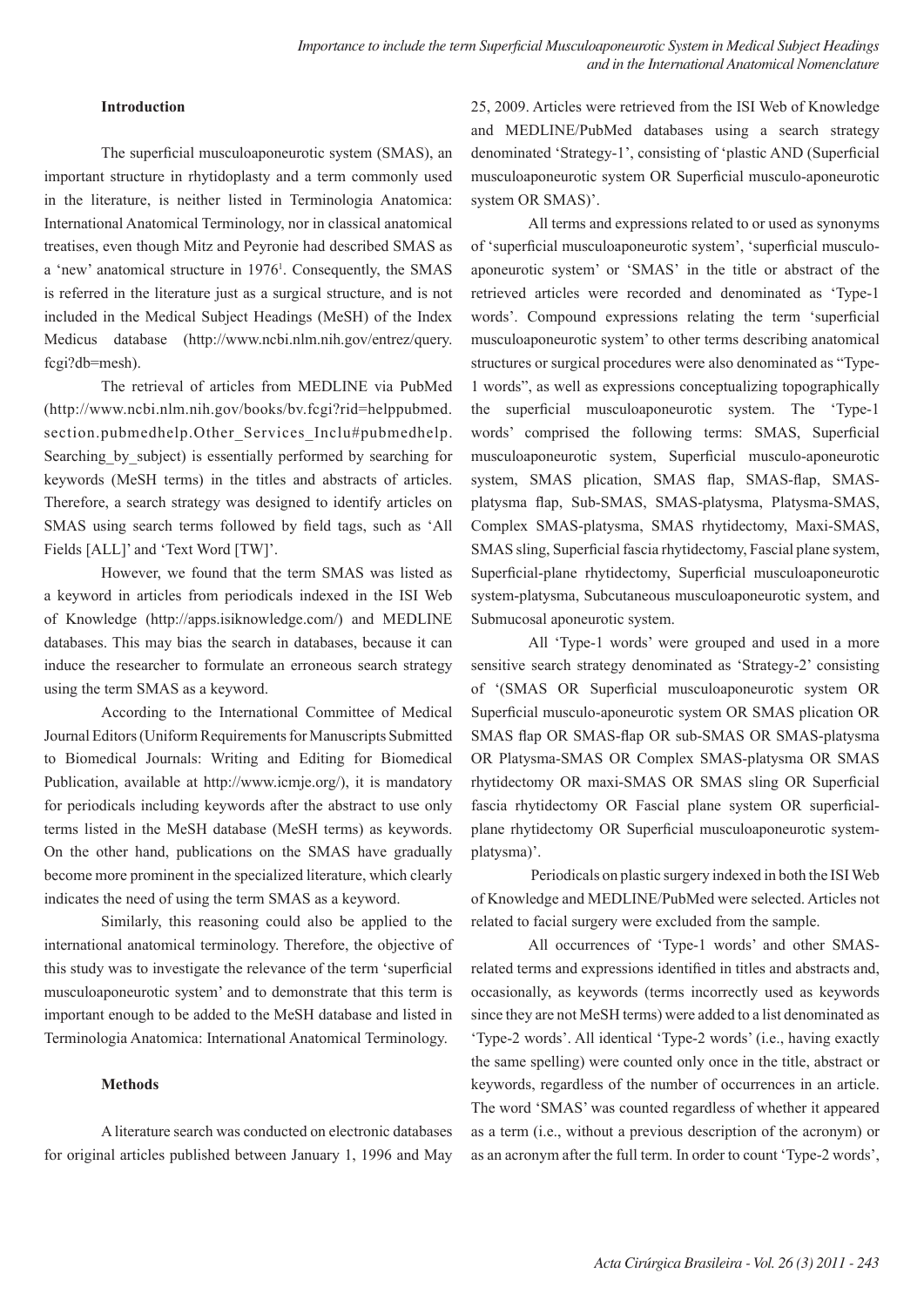## Introduction

The superficial musculoaponeurotic system (SMAS), an important structure in rhytidoplasty and a term commonly used in the literature, is neither listed in Terminologia Anatomica: International Anatomical Terminology, nor in classical anatomical treatises, even though Mitz and Peyronie had described SMAS as a 'new' anatomical structure in 1976[1]. Consequently, the SMAS is referred in the literature just as a surgical structure, and is not included in the Medical Subject Headings (MeSH) of the Index Medicus database (http://www.ncbi.nlm.nih.gov/entrez/query.fcgi?db=mesh).

The retrieval of articles from MEDLINE via PubMed (http://www.ncbi.nlm.nih.gov/books/bv.fcgi?rid=helppubmed.section.pubmedhelp.Other_Services_Inclu#pubmedhelp.Searching_by_subject) is essentially performed by searching for keywords (MeSH terms) in the titles and abstracts of articles. Therefore, a search strategy was designed to identify articles on SMAS using search terms followed by field tags, such as 'All Fields [ALL]' and 'Text Word [TW]'.

However, we found that the term SMAS was listed as a keyword in articles from periodicals indexed in the ISI Web of Knowledge (http://apps.isiknowledge.com/) and MEDLINE databases. This may bias the search in databases, because it can induce the researcher to formulate an erroneous search strategy using the term SMAS as a keyword.

According to the International Committee of Medical Journal Editors (Uniform Requirements for Manuscripts Submitted to Biomedical Journals: Writing and Editing for Biomedical Publication, available at http://www.icmje.org/), it is mandatory for periodicals including keywords after the abstract to use only terms listed in the MeSH database (MeSH terms) as keywords. On the other hand, publications on the SMAS have gradually become more prominent in the specialized literature, which clearly indicates the need of using the term SMAS as a keyword.

Similarly, this reasoning could also be applied to the international anatomical terminology. Therefore, the objective of this study was to investigate the relevance of the term 'superficial musculoaponeurotic system' and to demonstrate that this term is important enough to be added to the MeSH database and listed in Terminologia Anatomica: International Anatomical Terminology.

## Methods

A literature search was conducted on electronic databases for original articles published between January 1, 1996 and May 25, 2009. Articles were retrieved from the ISI Web of Knowledge and MEDLINE/PubMed databases using a search strategy denominated 'Strategy-1', consisting of 'plastic AND (Superficial musculoaponeurotic system OR Superficial musculo-aponeurotic system OR SMAS)'.

All terms and expressions related to or used as synonyms of 'superficial musculoaponeurotic system', 'superficial musculo-aponeurotic system' or 'SMAS' in the title or abstract of the retrieved articles were recorded and denominated as 'Type-1 words'. Compound expressions relating the term 'superficial musculoaponeurotic system' to other terms describing anatomical structures or surgical procedures were also denominated as "Type-1 words", as well as expressions conceptualizing topographically the superficial musculoaponeurotic system. The 'Type-1 words' comprised the following terms: SMAS, Superficial musculoaponeurotic system, Superficial musculo-aponeurotic system, SMAS plication, SMAS flap, SMAS-flap, SMAS-platysma flap, Sub-SMAS, SMAS-platysma, Platysma-SMAS, Complex SMAS-platysma, SMAS rhytidectomy, Maxi-SMAS, SMAS sling, Superficial fascia rhytidectomy, Fascial plane system, Superficial-plane rhytidectomy, Superficial musculoaponeurotic system-platysma, Subcutaneous musculoaponeurotic system, and Submucosal aponeurotic system.

All 'Type-1 words' were grouped and used in a more sensitive search strategy denominated as 'Strategy-2' consisting of '(SMAS OR Superficial musculoaponeurotic system OR Superficial musculo-aponeurotic system OR SMAS plication OR SMAS flap OR SMAS-flap OR sub-SMAS OR SMAS-platysma OR Platysma-SMAS OR Complex SMAS-platysma OR SMAS rhytidectomy OR maxi-SMAS OR SMAS sling OR Superficial fascia rhytidectomy OR Fascial plane system OR superficial-plane rhytidectomy OR Superficial musculoaponeurotic system-platysma)'.

Periodicals on plastic surgery indexed in both the ISI Web of Knowledge and MEDLINE/PubMed were selected. Articles not related to facial surgery were excluded from the sample.

All occurrences of 'Type-1 words' and other SMAS-related terms and expressions identified in titles and abstracts and, occasionally, as keywords (terms incorrectly used as keywords since they are not MeSH terms) were added to a list denominated as 'Type-2 words'. All identical 'Type-2 words' (i.e., having exactly the same spelling) were counted only once in the title, abstract or keywords, regardless of the number of occurrences in an article. The word 'SMAS' was counted regardless of whether it appeared as a term (i.e., without a previous description of the acronym) or as an acronym after the full term. In order to count 'Type-2 words',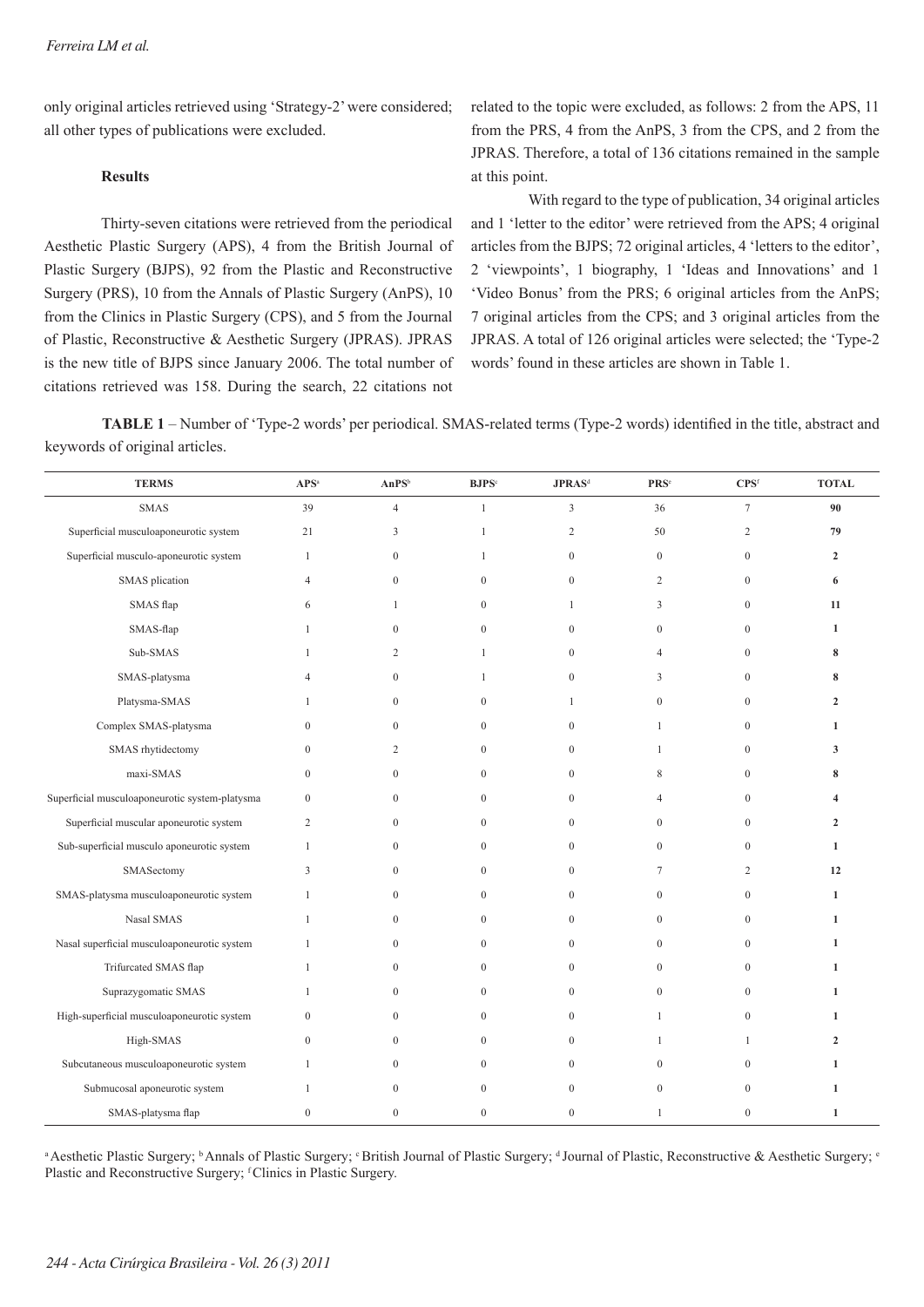only original articles retrieved using 'Strategy-2' were considered; all other types of publications were excluded.

## Results

Thirty-seven citations were retrieved from the periodical Aesthetic Plastic Surgery (APS), 4 from the British Journal of Plastic Surgery (BJPS), 92 from the Plastic and Reconstructive Surgery (PRS), 10 from the Annals of Plastic Surgery (AnPS), 10 from the Clinics in Plastic Surgery (CPS), and 5 from the Journal of Plastic, Reconstructive & Aesthetic Surgery (JPRAS). JPRAS is the new title of BJPS since January 2006. The total number of citations retrieved was 158. During the search, 22 citations not related to the topic were excluded, as follows: 2 from the APS, 11 from the PRS, 4 from the AnPS, 3 from the CPS, and 2 from the JPRAS. Therefore, a total of 136 citations remained in the sample at this point.

With regard to the type of publication, 34 original articles and 1 'letter to the editor' were retrieved from the APS; 4 original articles from the BJPS; 72 original articles, 4 'letters to the editor', 2 'viewpoints', 1 biography, 1 'Ideas and Innovations' and 1 'Video Bonus' from the PRS; 6 original articles from the AnPS; 7 original articles from the CPS; and 3 original articles from the JPRAS. A total of 126 original articles were selected; the 'Type-2 words' found in these articles are shown in Table 1.

**TABLE 1** – Number of 'Type-2 words' per periodical. SMAS-related terms (Type-2 words) identified in the title, abstract and keywords of original articles.

| TERMS | APS[a] | AnPS[b] | BJPS[c] | JPRAS[d] | PRS[e] | CPS[f] | TOTAL |
|---|---|---|---|---|---|---|---|
| SMAS | 39 | 4 | 1 | 3 | 36 | 7 | **90** |
| Superficial musculoaponeurotic system | 21 | 3 | 1 | 2 | 50 | 2 | **79** |
| Superficial musculo-aponeurotic system | 1 | 0 | 1 | 0 | 0 | 0 | **2** |
| SMAS plication | 4 | 0 | 0 | 0 | 2 | 0 | **6** |
| SMAS flap | 6 | 1 | 0 | 1 | 3 | 0 | **11** |
| SMAS-flap | 1 | 0 | 0 | 0 | 0 | 0 | **1** |
| Sub-SMAS | 1 | 2 | 1 | 0 | 4 | 0 | **8** |
| SMAS-platysma | 4 | 0 | 1 | 0 | 3 | 0 | **8** |
| Platysma-SMAS | 1 | 0 | 0 | 1 | 0 | 0 | **2** |
| Complex SMAS-platysma | 0 | 0 | 0 | 0 | 1 | 0 | **1** |
| SMAS rhytidectomy | 0 | 2 | 0 | 0 | 1 | 0 | **3** |
| maxi-SMAS | 0 | 0 | 0 | 0 | 8 | 0 | **8** |
| Superficial musculoaponeurotic system-platysma | 0 | 0 | 0 | 0 | 4 | 0 | **4** |
| Superficial muscular aponeurotic system | 2 | 0 | 0 | 0 | 0 | 0 | **2** |
| Sub-superficial musculo aponeurotic system | 1 | 0 | 0 | 0 | 0 | 0 | **1** |
| SMASectomy | 3 | 0 | 0 | 0 | 7 | 2 | **12** |
| SMAS-platysma musculoaponeurotic system | 1 | 0 | 0 | 0 | 0 | 0 | **1** |
| Nasal SMAS | 1 | 0 | 0 | 0 | 0 | 0 | **1** |
| Nasal superficial musculoaponeurotic system | 1 | 0 | 0 | 0 | 0 | 0 | **1** |
| Trifurcated SMAS flap | 1 | 0 | 0 | 0 | 0 | 0 | **1** |
| Suprazygomatic SMAS | 1 | 0 | 0 | 0 | 0 | 0 | **1** |
| High-superficial musculoaponeurotic system | 0 | 0 | 0 | 0 | 1 | 0 | **1** |
| High-SMAS | 0 | 0 | 0 | 0 | 1 | 1 | **2** |
| Subcutaneous musculoaponeurotic system | 1 | 0 | 0 | 0 | 0 | 0 | **1** |
| Submucosal aponeurotic system | 1 | 0 | 0 | 0 | 0 | 0 | **1** |
| SMAS-platysma flap | 0 | 0 | 0 | 0 | 1 | 0 | **1** |

[a] Aesthetic Plastic Surgery; [b] Annals of Plastic Surgery; [c] British Journal of Plastic Surgery; [d] Journal of Plastic, Reconstructive & Aesthetic Surgery; [e] Plastic and Reconstructive Surgery; [f] Clinics in Plastic Surgery.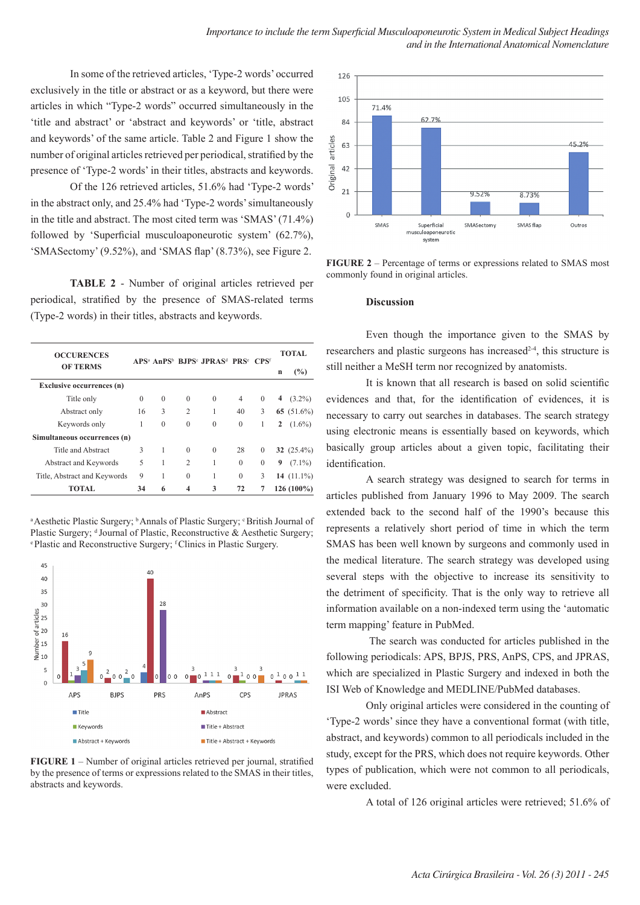In some of the retrieved articles, 'Type-2 words' occurred exclusively in the title or abstract or as a keyword, but there were articles in which "Type-2 words" occurred simultaneously in the 'title and abstract' or 'abstract and keywords' or 'title, abstract and keywords' of the same article. Table 2 and Figure 1 show the number of original articles retrieved per periodical, stratified by the presence of 'Type-2 words' in their titles, abstracts and keywords.

Of the 126 retrieved articles, 51.6% had 'Type-2 words' in the abstract only, and 25.4% had 'Type-2 words' simultaneously in the title and abstract. The most cited term was 'SMAS' (71.4%) followed by 'Superficial musculoaponeurotic system' (62.7%), 'SMASectomy' (9.52%), and 'SMAS flap' (8.73%), see Figure 2.

**TABLE 2** - Number of original articles retrieved per periodical, stratified by the presence of SMAS-related terms (Type-2 words) in their titles, abstracts and keywords.

| OCCURENCES OF TERMS | APS[a] | AnPS[b] | BJPS[c] | JPRAS[d] | PRS[e] | CPS[f] | TOTAL n | TOTAL (%) |
|---|---|---|---|---|---|---|---|---|
| **Exclusive occurrences (n)** | | | | | | | | |
| Title only | 0 | 0 | 0 | 0 | 4 | 0 | **4** | (3.2%) |
| Abstract only | 16 | 3 | 2 | 1 | 40 | 3 | **65** | (51.6%) |
| Keywords only | 1 | 0 | 0 | 0 | 0 | 1 | **2** | (1.6%) |
| **Simultaneous occurrences (n)** | | | | | | | | |
| Title and Abstract | 3 | 1 | 0 | 0 | 28 | 0 | **32** | (25.4%) |
| Abstract and Keywords | 5 | 1 | 2 | 1 | 0 | 0 | **9** | (7.1%) |
| Title, Abstract and Keywords | 9 | 1 | 0 | 1 | 0 | 3 | **14** | (11.1%) |
| **TOTAL** | **34** | **6** | **4** | **3** | **72** | **7** | **126** | **(100%)** |

[a] Aesthetic Plastic Surgery; [b] Annals of Plastic Surgery; [c] British Journal of Plastic Surgery; [d] Journal of Plastic, Reconstructive & Aesthetic Surgery; [e] Plastic and Reconstructive Surgery; [f] Clinics in Plastic Surgery.

**FIGURE 1** – Number of original articles retrieved per journal, stratified by the presence of terms or expressions related to the SMAS in their titles, abstracts and keywords.

**FIGURE 2** – Percentage of terms or expressions related to SMAS most commonly found in original articles.

## Discussion

Even though the importance given to the SMAS by researchers and plastic surgeons has increased[2-4], this structure is still neither a MeSH term nor recognized by anatomists.

It is known that all research is based on solid scientific evidences and that, for the identification of evidences, it is necessary to carry out searches in databases. The search strategy using electronic means is essentially based on keywords, which basically group articles about a given topic, facilitating their identification.

A search strategy was designed to search for terms in articles published from January 1996 to May 2009. The search extended back to the second half of the 1990's because this represents a relatively short period of time in which the term SMAS has been well known by surgeons and commonly used in the medical literature. The search strategy was developed using several steps with the objective to increase its sensitivity to the detriment of specificity. That is the only way to retrieve all information available on a non-indexed term using the 'automatic term mapping' feature in PubMed.

The search was conducted for articles published in the following periodicals: APS, BJPS, PRS, AnPS, CPS, and JPRAS, which are specialized in Plastic Surgery and indexed in both the ISI Web of Knowledge and MEDLINE/PubMed databases.

Only original articles were considered in the counting of 'Type-2 words' since they have a conventional format (with title, abstract, and keywords) common to all periodicals included in the study, except for the PRS, which does not require keywords. Other types of publication, which were not common to all periodicals, were excluded.

A total of 126 original articles were retrieved; 51.6% of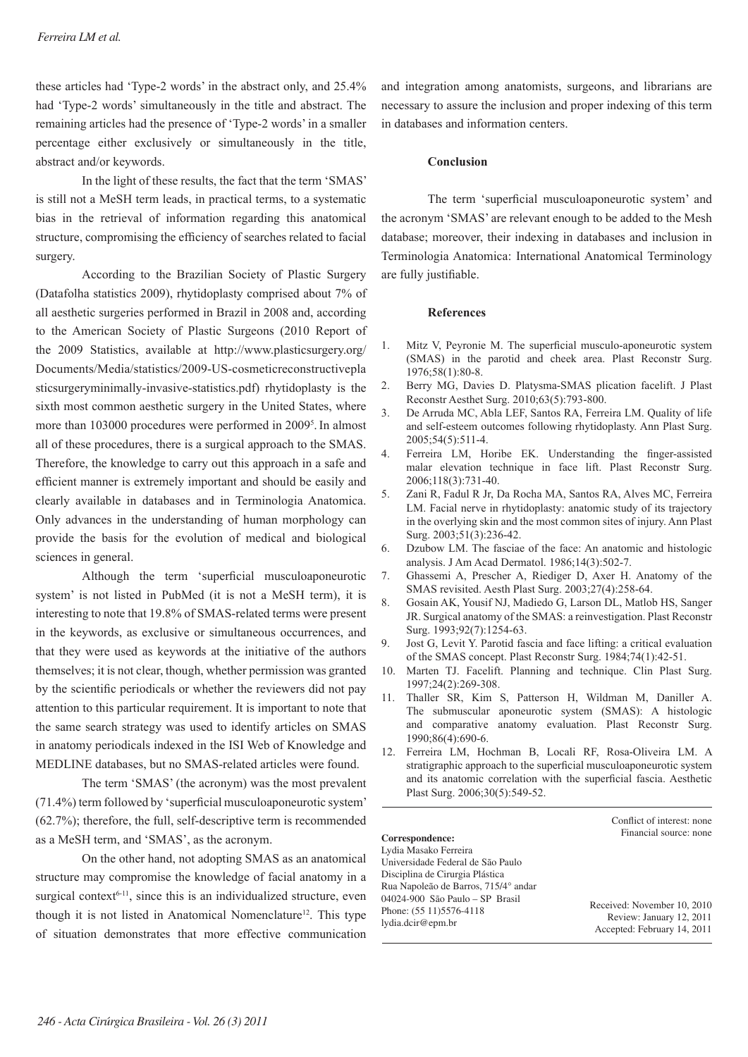these articles had 'Type-2 words' in the abstract only, and 25.4% had 'Type-2 words' simultaneously in the title and abstract. The remaining articles had the presence of 'Type-2 words' in a smaller percentage either exclusively or simultaneously in the title, abstract and/or keywords.

In the light of these results, the fact that the term 'SMAS' is still not a MeSH term leads, in practical terms, to a systematic bias in the retrieval of information regarding this anatomical structure, compromising the efficiency of searches related to facial surgery.

According to the Brazilian Society of Plastic Surgery (Datafolha statistics 2009), rhytidoplasty comprised about 7% of all aesthetic surgeries performed in Brazil in 2008 and, according to the American Society of Plastic Surgeons (2010 Report of the 2009 Statistics, available at http://www.plasticsurgery.org/Documents/Media/statistics/2009-US-cosmeticreconstructiveplasticsurgeryminimally-invasive-statistics.pdf) rhytidoplasty is the sixth most common aesthetic surgery in the United States, where more than 103000 procedures were performed in 2009[5]. In almost all of these procedures, there is a surgical approach to the SMAS. Therefore, the knowledge to carry out this approach in a safe and efficient manner is extremely important and should be easily and clearly available in databases and in Terminologia Anatomica. Only advances in the understanding of human morphology can provide the basis for the evolution of medical and biological sciences in general.

Although the term 'superficial musculoaponeurotic system' is not listed in PubMed (it is not a MeSH term), it is interesting to note that 19.8% of SMAS-related terms were present in the keywords, as exclusive or simultaneous occurrences, and that they were used as keywords at the initiative of the authors themselves; it is not clear, though, whether permission was granted by the scientific periodicals or whether the reviewers did not pay attention to this particular requirement. It is important to note that the same search strategy was used to identify articles on SMAS in anatomy periodicals indexed in the ISI Web of Knowledge and MEDLINE databases, but no SMAS-related articles were found.

The term 'SMAS' (the acronym) was the most prevalent (71.4%) term followed by 'superficial musculoaponeurotic system' (62.7%); therefore, the full, self-descriptive term is recommended as a MeSH term, and 'SMAS', as the acronym.

On the other hand, not adopting SMAS as an anatomical structure may compromise the knowledge of facial anatomy in a surgical context[6-11], since this is an individualized structure, even though it is not listed in Anatomical Nomenclature[12]. This type of situation demonstrates that more effective communication and integration among anatomists, surgeons, and librarians are necessary to assure the inclusion and proper indexing of this term in databases and information centers.

## Conclusion

The term 'superficial musculoaponeurotic system' and the acronym 'SMAS' are relevant enough to be added to the Mesh database; moreover, their indexing in databases and inclusion in Terminologia Anatomica: International Anatomical Terminology are fully justifiable.

## References

1. Mitz V, Peyronie M. The superficial musculo-aponeurotic system (SMAS) in the parotid and cheek area. Plast Reconstr Surg. 1976;58(1):80-8.
2. Berry MG, Davies D. Platysma-SMAS plication facelift. J Plast Reconstr Aesthet Surg. 2010;63(5):793-800.
3. De Arruda MC, Abla LEF, Santos RA, Ferreira LM. Quality of life and self-esteem outcomes following rhytidoplasty. Ann Plast Surg. 2005;54(5):511-4.
4. Ferreira LM, Horibe EK. Understanding the finger-assisted malar elevation technique in face lift. Plast Reconstr Surg. 2006;118(3):731-40.
5. Zani R, Fadul R Jr, Da Rocha MA, Santos RA, Alves MC, Ferreira LM. Facial nerve in rhytidoplasty: anatomic study of its trajectory in the overlying skin and the most common sites of injury. Ann Plast Surg. 2003;51(3):236-42.
6. Dzubow LM. The fasciae of the face: An anatomic and histologic analysis. J Am Acad Dermatol. 1986;14(3):502-7.
7. Ghassemi A, Prescher A, Riediger D, Axer H. Anatomy of the SMAS revisited. Aesth Plast Surg. 2003;27(4):258-64.
8. Gosain AK, Yousif NJ, Madiedo G, Larson DL, Matlob HS, Sanger JR. Surgical anatomy of the SMAS: a reinvestigation. Plast Reconstr Surg. 1993;92(7):1254-63.
9. Jost G, Levit Y. Parotid fascia and face lifting: a critical evaluation of the SMAS concept. Plast Reconstr Surg. 1984;74(1):42-51.
10. Marten TJ. Facelift. Planning and technique. Clin Plast Surg. 1997;24(2):269-308.
11. Thaller SR, Kim S, Patterson H, Wildman M, Daniller A. The submuscular aponeurotic system (SMAS): A histologic and comparative anatomy evaluation. Plast Reconstr Surg. 1990;86(4):690-6.
12. Ferreira LM, Hochman B, Locali RF, Rosa-Oliveira LM. A stratigraphic approach to the superficial musculoaponeurotic system and its anatomic correlation with the superficial fascia. Aesthetic Plast Surg. 2006;30(5):549-52.

**Correspondence:**
Lydia Masako Ferreira
Universidade Federal de São Paulo
Disciplina de Cirurgia Plástica
Rua Napoleão de Barros, 715/4° andar
04024-900 São Paulo – SP Brasil
Phone: (55 11)5576-4118
lydia.dcir@epm.br

Conflict of interest: none
Financial source: none

Received: November 10, 2010
Review: January 12, 2011
Accepted: February 14, 2011